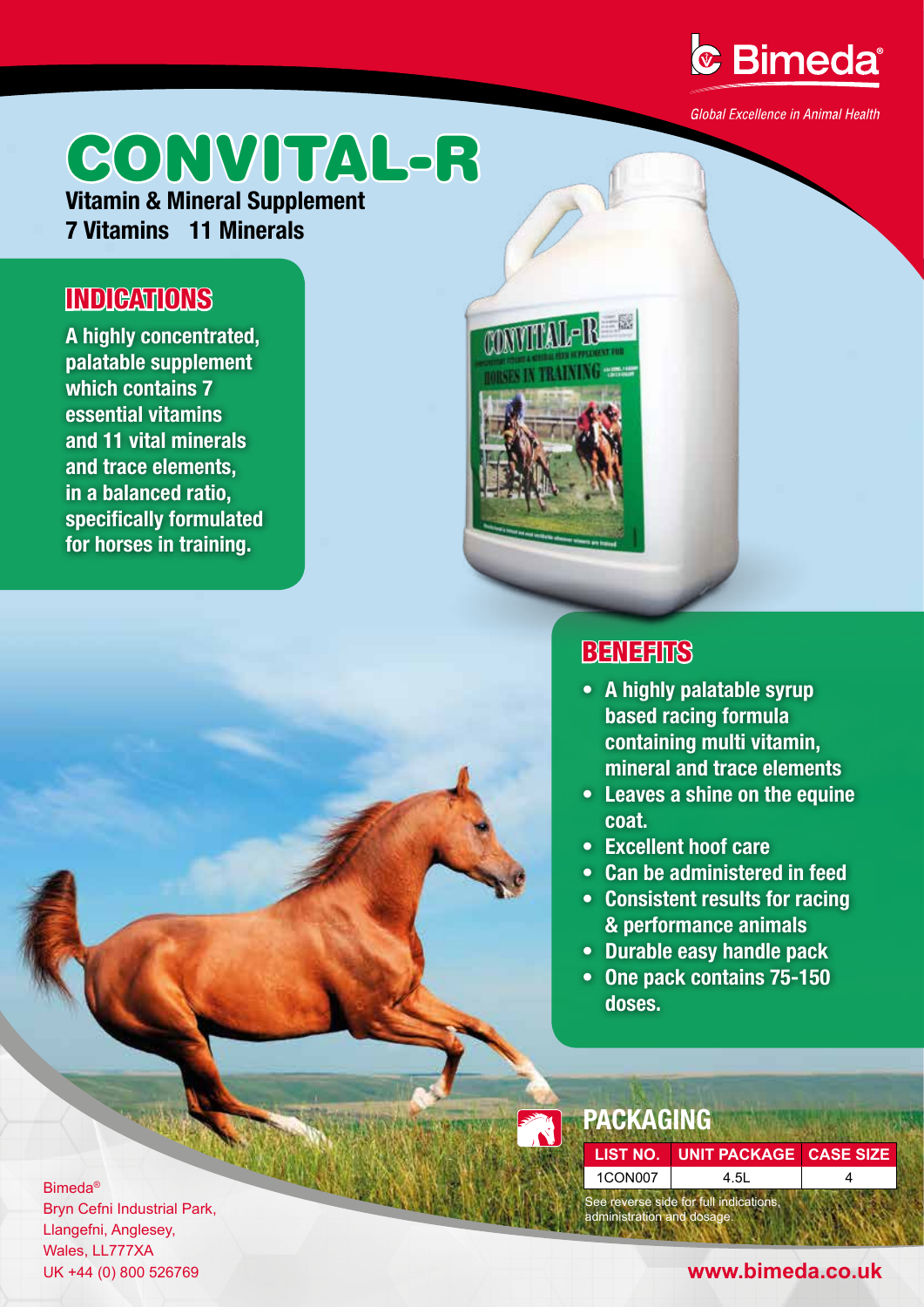Bimeda®

*Global Excellence in Animal Health*

# CONVITAL-R

**Vitamin & Mineral Supplement**
**7 Vitamins 11 Minerals**

## INDICATIONS

**A highly concentrated, palatable supplement which contains 7 essential vitamins and 11 vital minerals and trace elements, in a balanced ratio, specifically formulated for horses in training.**

## BENEFITS

- **A highly palatable syrup based racing formula containing multi vitamin, mineral and trace elements**
- **Leaves a shine on the equine coat.**
- **Excellent hoof care**
- **Can be administered in feed**
- **Consistent results for racing & performance animals**
- **Durable easy handle pack**
- **One pack contains 75-150 doses.**

## PACKAGING

| LIST NO. | UNIT PACKAGE | CASE SIZE |
|---|---|---|
| 1CON007 | 4.5L | 4 |

See reverse side for full indications, administration and dosage.

Bimeda®
Bryn Cefni Industrial Park,
Llangefni, Anglesey,
Wales, LL777XA
UK +44 (0) 800 526769

**www.bimeda.co.uk**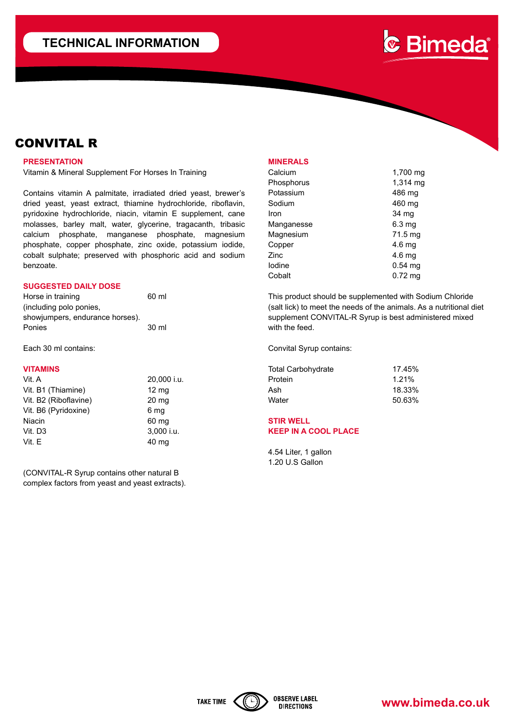TECHNICAL INFORMATION

# CONVITAL R

## PRESENTATION

Vitamin & Mineral Supplement For Horses In Training

Contains vitamin A palmitate, irradiated dried yeast, brewer's dried yeast, yeast extract, thiamine hydrochloride, riboflavin, pyridoxine hydrochloride, niacin, vitamin E supplement, cane molasses, barley malt, water, glycerine, tragacanth, tribasic calcium phosphate, manganese phosphate, magnesium phosphate, copper phosphate, zinc oxide, potassium iodide, cobalt sulphate; preserved with phosphoric acid and sodium benzoate.

## SUGGESTED DAILY DOSE

| | |
|---|---|
| Horse in training (including polo ponies, showjumpers, endurance horses). | 60 ml |
| Ponies | 30 ml |

Each 30 ml contains:

## VITAMINS

| | |
|---|---|
| Vit. A | 20,000 i.u. |
| Vit. B1 (Thiamine) | 12 mg |
| Vit. B2 (Riboflavine) | 20 mg |
| Vit. B6 (Pyridoxine) | 6 mg |
| Niacin | 60 mg |
| Vit. D3 | 3,000 i.u. |
| Vit. E | 40 mg |

(CONVITAL-R Syrup contains other natural B complex factors from yeast and yeast extracts).

## MINERALS

| | |
|---|---|
| Calcium | 1,700 mg |
| Phosphorus | 1,314 mg |
| Potassium | 486 mg |
| Sodium | 460 mg |
| Iron | 34 mg |
| Manganesse | 6.3 mg |
| Magnesium | 71.5 mg |
| Copper | 4.6 mg |
| Zinc | 4.6 mg |
| Iodine | 0.54 mg |
| Cobalt | 0.72 mg |

This product should be supplemented with Sodium Chloride (salt lick) to meet the needs of the animals. As a nutritional diet supplement CONVITAL-R Syrup is best administered mixed with the feed.

Convital Syrup contains:

| | |
|---|---|
| Total Carbohydrate | 17.45% |
| Protein | 1.21% |
| Ash | 18.33% |
| Water | 50.63% |

**STIR WELL**
**KEEP IN A COOL PLACE**

4.54 Liter, 1 gallon
1.20 U.S Gallon

TAKE TIME OBSERVE LABEL DIRECTIONS

www.bimeda.co.uk